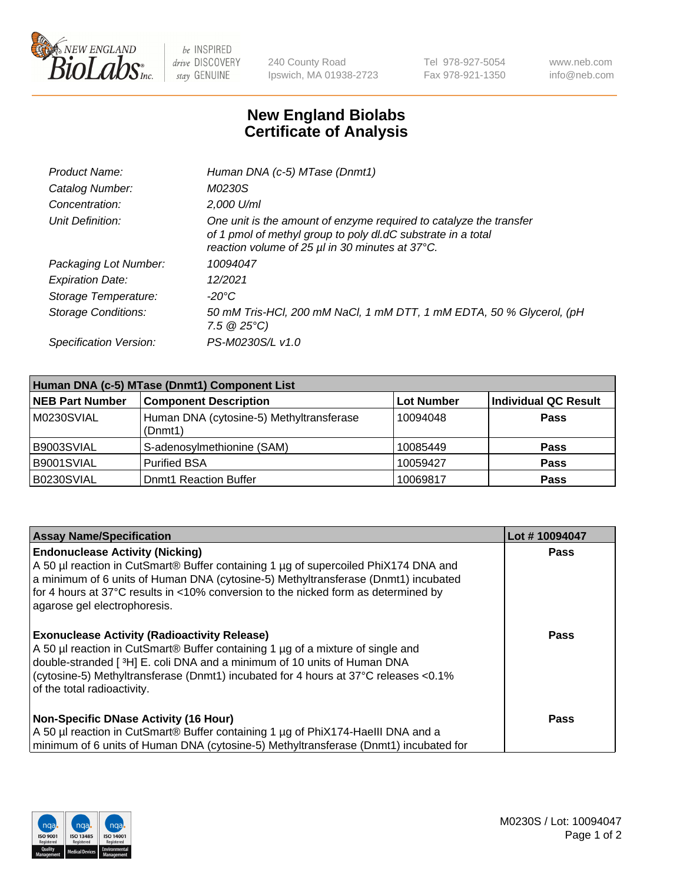# New England Biolabs Certificate of Analysis

| | |
|---|---|
| *Product Name:* | *Human DNA (c-5) MTase (Dnmt1)* |
| *Catalog Number:* | *M0230S* |
| *Concentration:* | *2,000 U/ml* |
| *Unit Definition:* | *One unit is the amount of enzyme required to catalyze the transfer of 1 pmol of methyl group to poly dI.dC substrate in a total reaction volume of 25 µl in 30 minutes at 37°C.* |
| *Packaging Lot Number:* | *10094047* |
| *Expiration Date:* | *12/2021* |
| *Storage Temperature:* | *-20°C* |
| *Storage Conditions:* | *50 mM Tris-HCl, 200 mM NaCl, 1 mM DTT, 1 mM EDTA, 50 % Glycerol, (pH 7.5 @ 25°C)* |
| *Specification Version:* | *PS-M0230S/L v1.0* |

| Human DNA (c-5) MTase (Dnmt1) Component List | | | |
|---|---|---|---|
| **NEB Part Number** | **Component Description** | **Lot Number** | **Individual QC Result** |
| M0230SVIAL | Human DNA (cytosine-5) Methyltransferase (Dnmt1) | 10094048 | **Pass** |
| B9003SVIAL | S-adenosylmethionine (SAM) | 10085449 | **Pass** |
| B9001SVIAL | Purified BSA | 10059427 | **Pass** |
| B0230SVIAL | Dnmt1 Reaction Buffer | 10069817 | **Pass** |

| Assay Name/Specification | Lot # 10094047 |
|---|---|
| **Endonuclease Activity (Nicking)**<br>A 50 µl reaction in CutSmart® Buffer containing 1 µg of supercoiled PhiX174 DNA and a minimum of 6 units of Human DNA (cytosine-5) Methyltransferase (Dnmt1) incubated for 4 hours at 37°C results in <10% conversion to the nicked form as determined by agarose gel electrophoresis. | **Pass** |
| **Exonuclease Activity (Radioactivity Release)**<br>A 50 µl reaction in CutSmart® Buffer containing 1 µg of a mixture of single and double-stranded [ $^{3}$H] E. coli DNA and a minimum of 10 units of Human DNA (cytosine-5) Methyltransferase (Dnmt1) incubated for 4 hours at 37°C releases <0.1% of the total radioactivity. | **Pass** |
| **Non-Specific DNase Activity (16 Hour)**<br>A 50 µl reaction in CutSmart® Buffer containing 1 µg of PhiX174-HaeIII DNA and a minimum of 6 units of Human DNA (cytosine-5) Methyltransferase (Dnmt1) incubated for | **Pass** |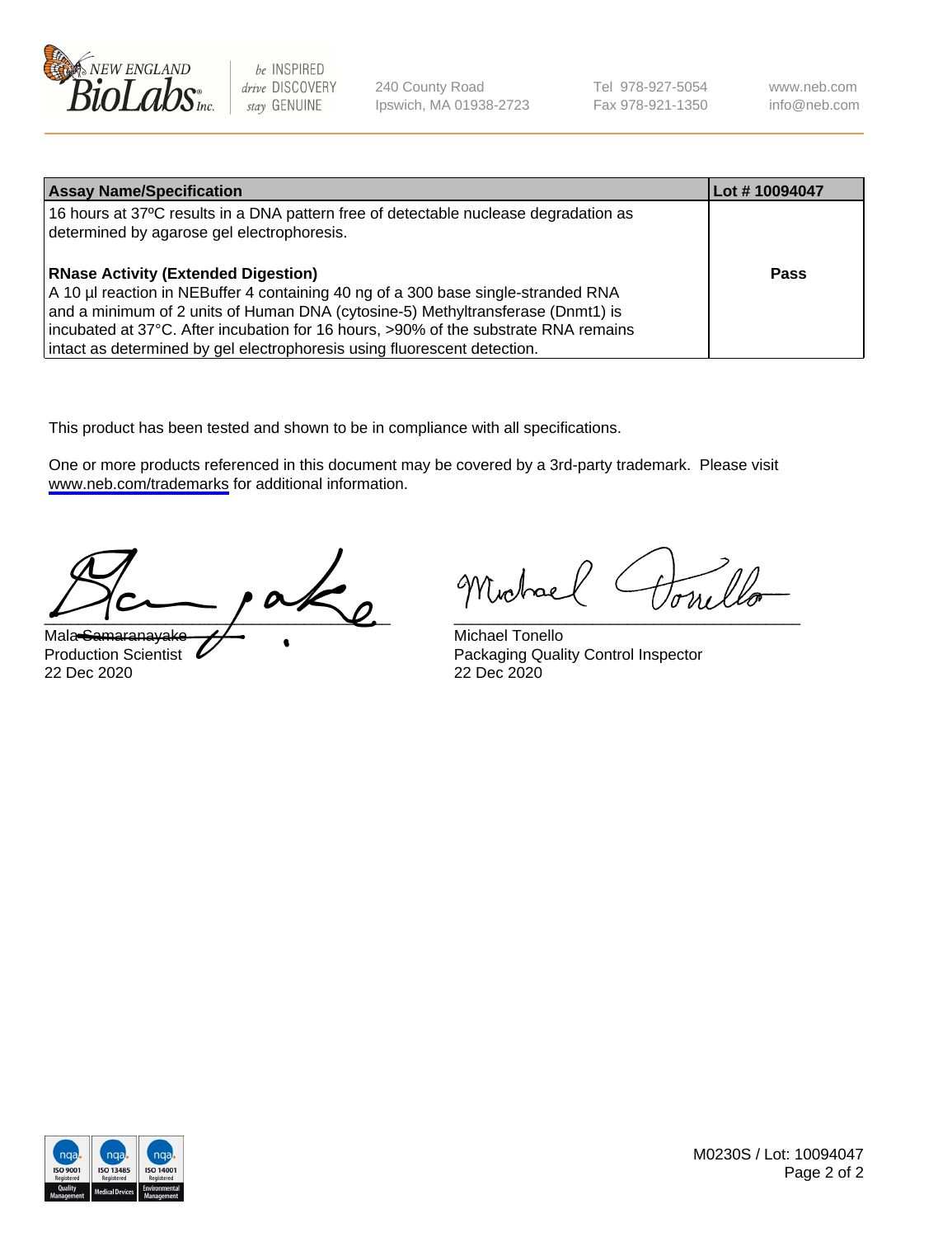| Assay Name/Specification | Lot # 10094047 |
|---|---|
| 16 hours at 37ºC results in a DNA pattern free of detectable nuclease degradation as determined by agarose gel electrophoresis. | |
| **RNase Activity (Extended Digestion)**<br>A 10 µl reaction in NEBuffer 4 containing 40 ng of a 300 base single-stranded RNA and a minimum of 2 units of Human DNA (cytosine-5) Methyltransferase (Dnmt1) is incubated at 37°C. After incubation for 16 hours, >90% of the substrate RNA remains intact as determined by gel electrophoresis using fluorescent detection. | **Pass** |

This product has been tested and shown to be in compliance with all specifications.

One or more products referenced in this document may be covered by a 3rd-party trademark. Please visit www.neb.com/trademarks for additional information.

Mala Samaranayake
Production Scientist
22 Dec 2020

Michael Tonello
Packaging Quality Control Inspector
22 Dec 2020

M0230S / Lot: 10094047